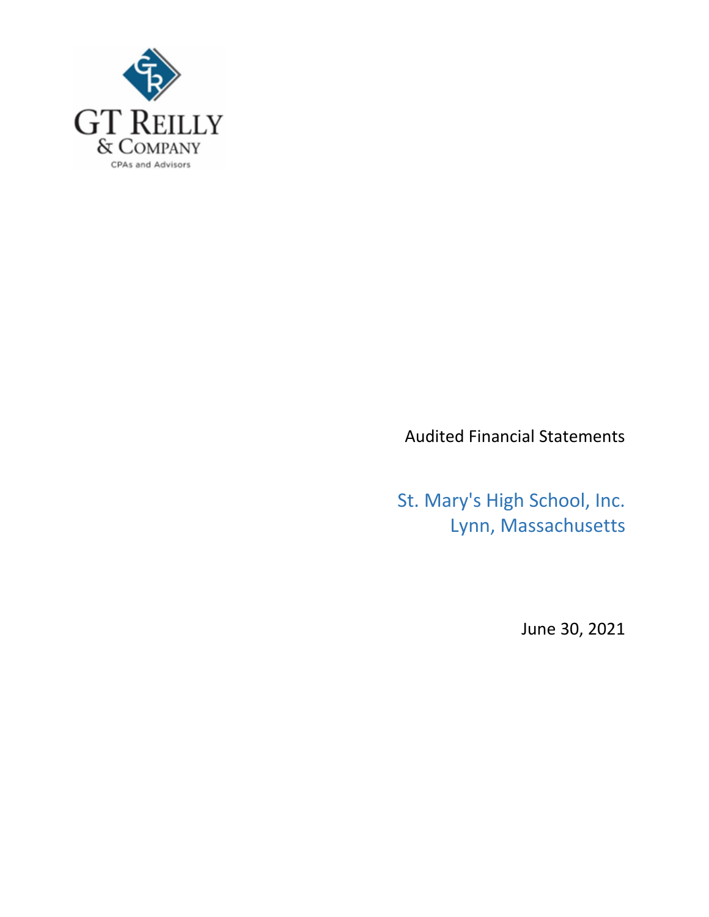GT Reilly & Company

CPAs and Advisors

Audited Financial Statements

St. Mary's High School, Inc.
Lynn, Massachusetts

June 30, 2021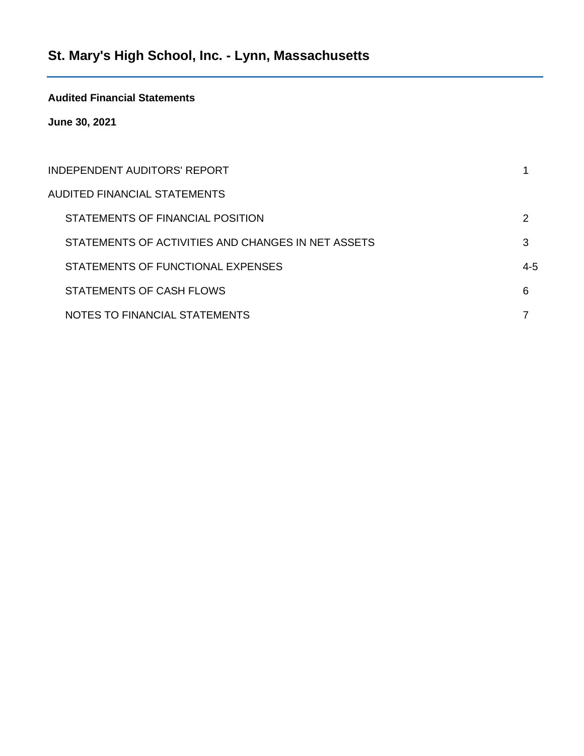# St. Mary's High School, Inc. - Lynn, Massachusetts

**Audited Financial Statements**

**June 30, 2021**

| | |
|---|---|
| INDEPENDENT AUDITORS' REPORT | 1 |
| AUDITED FINANCIAL STATEMENTS | |
| STATEMENTS OF FINANCIAL POSITION | 2 |
| STATEMENTS OF ACTIVITIES AND CHANGES IN NET ASSETS | 3 |
| STATEMENTS OF FUNCTIONAL EXPENSES | 4-5 |
| STATEMENTS OF CASH FLOWS | 6 |
| NOTES TO FINANCIAL STATEMENTS | 7 |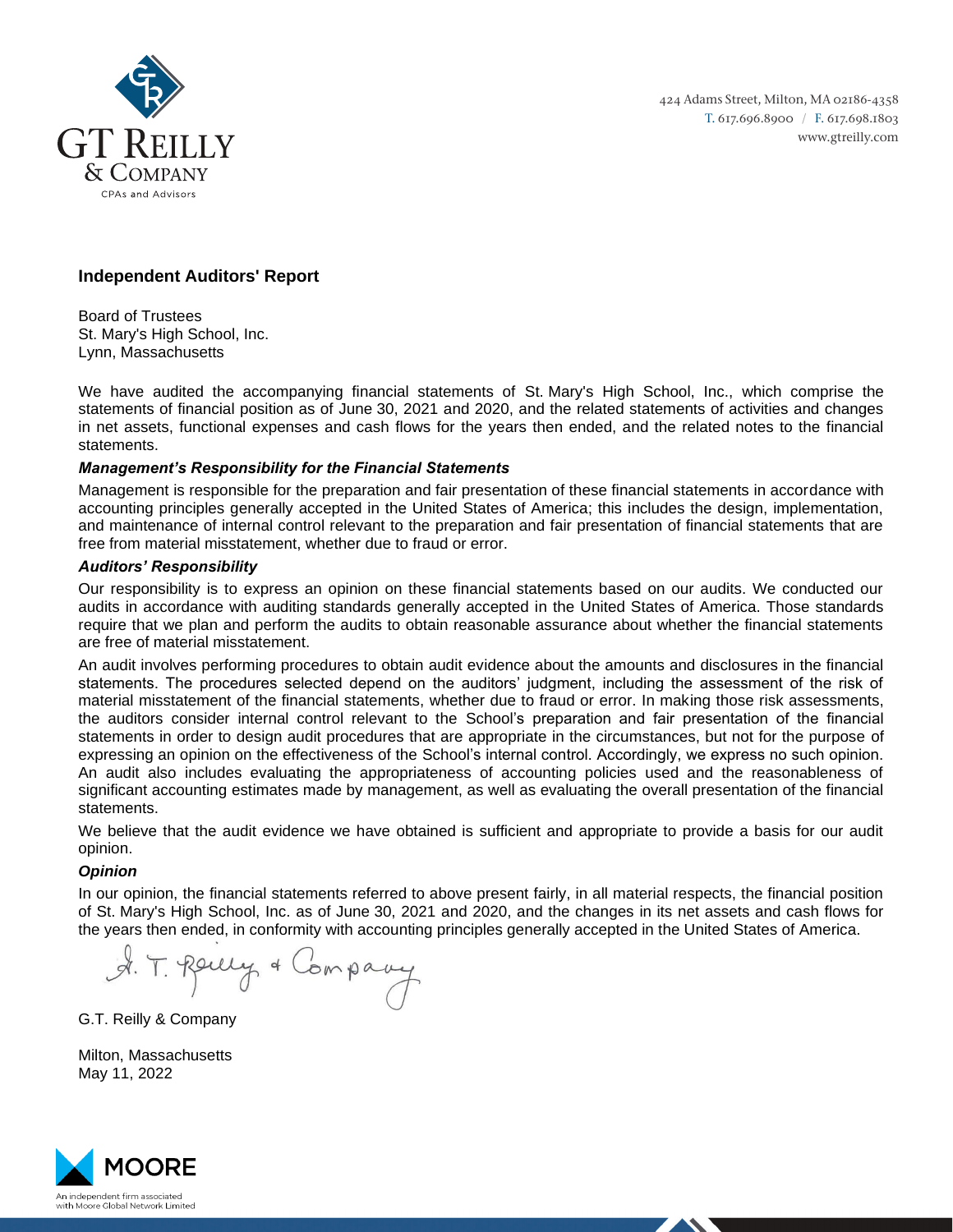GT REILLY
& COMPANY
CPAs and Advisors

424 Adams Street, Milton, MA 02186-4358
T. 617.696.8900 / F. 617.698.1803
www.gtreilly.com

## Independent Auditors' Report

Board of Trustees
St. Mary's High School, Inc.
Lynn, Massachusetts

We have audited the accompanying financial statements of St. Mary's High School, Inc., which comprise the statements of financial position as of June 30, 2021 and 2020, and the related statements of activities and changes in net assets, functional expenses and cash flows for the years then ended, and the related notes to the financial statements.

### *Management's Responsibility for the Financial Statements*

Management is responsible for the preparation and fair presentation of these financial statements in accordance with accounting principles generally accepted in the United States of America; this includes the design, implementation, and maintenance of internal control relevant to the preparation and fair presentation of financial statements that are free from material misstatement, whether due to fraud or error.

### *Auditors' Responsibility*

Our responsibility is to express an opinion on these financial statements based on our audits. We conducted our audits in accordance with auditing standards generally accepted in the United States of America. Those standards require that we plan and perform the audits to obtain reasonable assurance about whether the financial statements are free of material misstatement.

An audit involves performing procedures to obtain audit evidence about the amounts and disclosures in the financial statements. The procedures selected depend on the auditors' judgment, including the assessment of the risk of material misstatement of the financial statements, whether due to fraud or error. In making those risk assessments, the auditors consider internal control relevant to the School's preparation and fair presentation of the financial statements in order to design audit procedures that are appropriate in the circumstances, but not for the purpose of expressing an opinion on the effectiveness of the School's internal control. Accordingly, we express no such opinion. An audit also includes evaluating the appropriateness of accounting policies used and the reasonableness of significant accounting estimates made by management, as well as evaluating the overall presentation of the financial statements.

We believe that the audit evidence we have obtained is sufficient and appropriate to provide a basis for our audit opinion.

### *Opinion*

In our opinion, the financial statements referred to above present fairly, in all material respects, the financial position of St. Mary's High School, Inc. as of June 30, 2021 and 2020, and the changes in its net assets and cash flows for the years then ended, in conformity with accounting principles generally accepted in the United States of America.

G.T. Reilly & Company

G.T. Reilly & Company

Milton, Massachusetts
May 11, 2022

MOORE
An independent firm associated with Moore Global Network Limited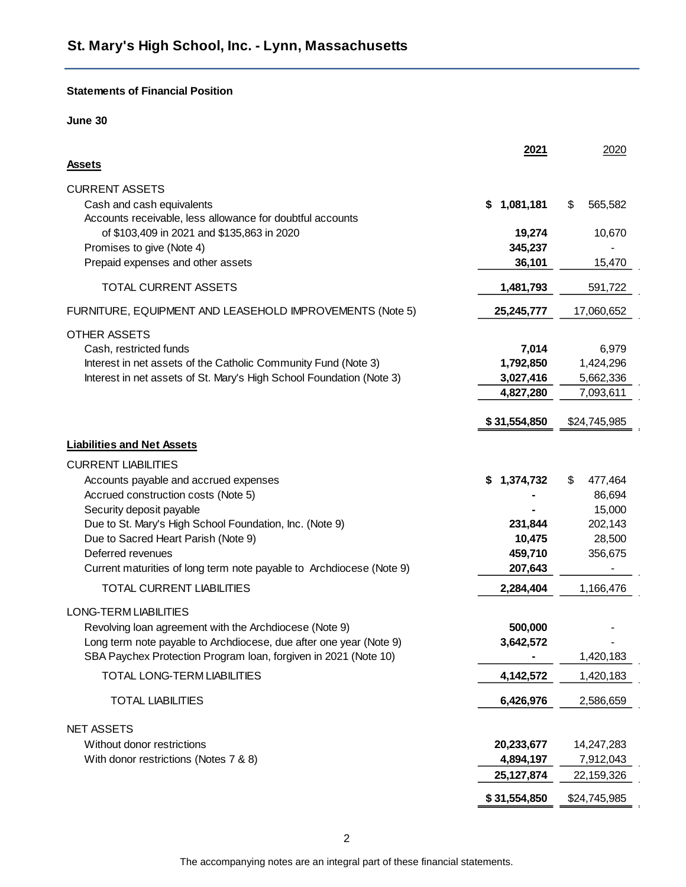# St. Mary's High School, Inc. - Lynn, Massachusetts

**Statements of Financial Position**

**June 30**

| | **2021** | 2020 |
|---|---|---|
| **Assets** | | |
| CURRENT ASSETS | | |
| Cash and cash equivalents | **$ 1,081,181** | $ 565,582 |
| Accounts receivable, less allowance for doubtful accounts of $103,409 in 2021 and $135,863 in 2020 | **19,274** | 10,670 |
| Promises to give (Note 4) | **345,237** | - |
| Prepaid expenses and other assets | **36,101** | 15,470 |
| TOTAL CURRENT ASSETS | **1,481,793** | 591,722 |
| FURNITURE, EQUIPMENT AND LEASEHOLD IMPROVEMENTS (Note 5) | **25,245,777** | 17,060,652 |
| OTHER ASSETS | | |
| Cash, restricted funds | **7,014** | 6,979 |
| Interest in net assets of the Catholic Community Fund (Note 3) | **1,792,850** | 1,424,296 |
| Interest in net assets of St. Mary's High School Foundation (Note 3) | **3,027,416** | 5,662,336 |
| | **4,827,280** | 7,093,611 |
| | **$ 31,554,850** | $24,745,985 |
| **Liabilities and Net Assets** | | |
| CURRENT LIABILITIES | | |
| Accounts payable and accrued expenses | **$ 1,374,732** | $ 477,464 |
| Accrued construction costs (Note 5) | **-** | 86,694 |
| Security deposit payable | **-** | 15,000 |
| Due to St. Mary's High School Foundation, Inc. (Note 9) | **231,844** | 202,143 |
| Due to Sacred Heart Parish (Note 9) | **10,475** | 28,500 |
| Deferred revenues | **459,710** | 356,675 |
| Current maturities of long term note payable to Archdiocese (Note 9) | **207,643** | - |
| TOTAL CURRENT LIABILITIES | **2,284,404** | 1,166,476 |
| LONG-TERM LIABILITIES | | |
| Revolving loan agreement with the Archdiocese (Note 9) | **500,000** | - |
| Long term note payable to Archdiocese, due after one year (Note 9) | **3,642,572** | - |
| SBA Paychex Protection Program loan, forgiven in 2021 (Note 10) | **-** | 1,420,183 |
| TOTAL LONG-TERM LIABILITIES | **4,142,572** | 1,420,183 |
| TOTAL LIABILITIES | **6,426,976** | 2,586,659 |
| NET ASSETS | | |
| Without donor restrictions | **20,233,677** | 14,247,283 |
| With donor restrictions (Notes 7 & 8) | **4,894,197** | 7,912,043 |
| | **25,127,874** | 22,159,326 |
| | **$ 31,554,850** | $24,745,985 |

The accompanying notes are an integral part of these financial statements.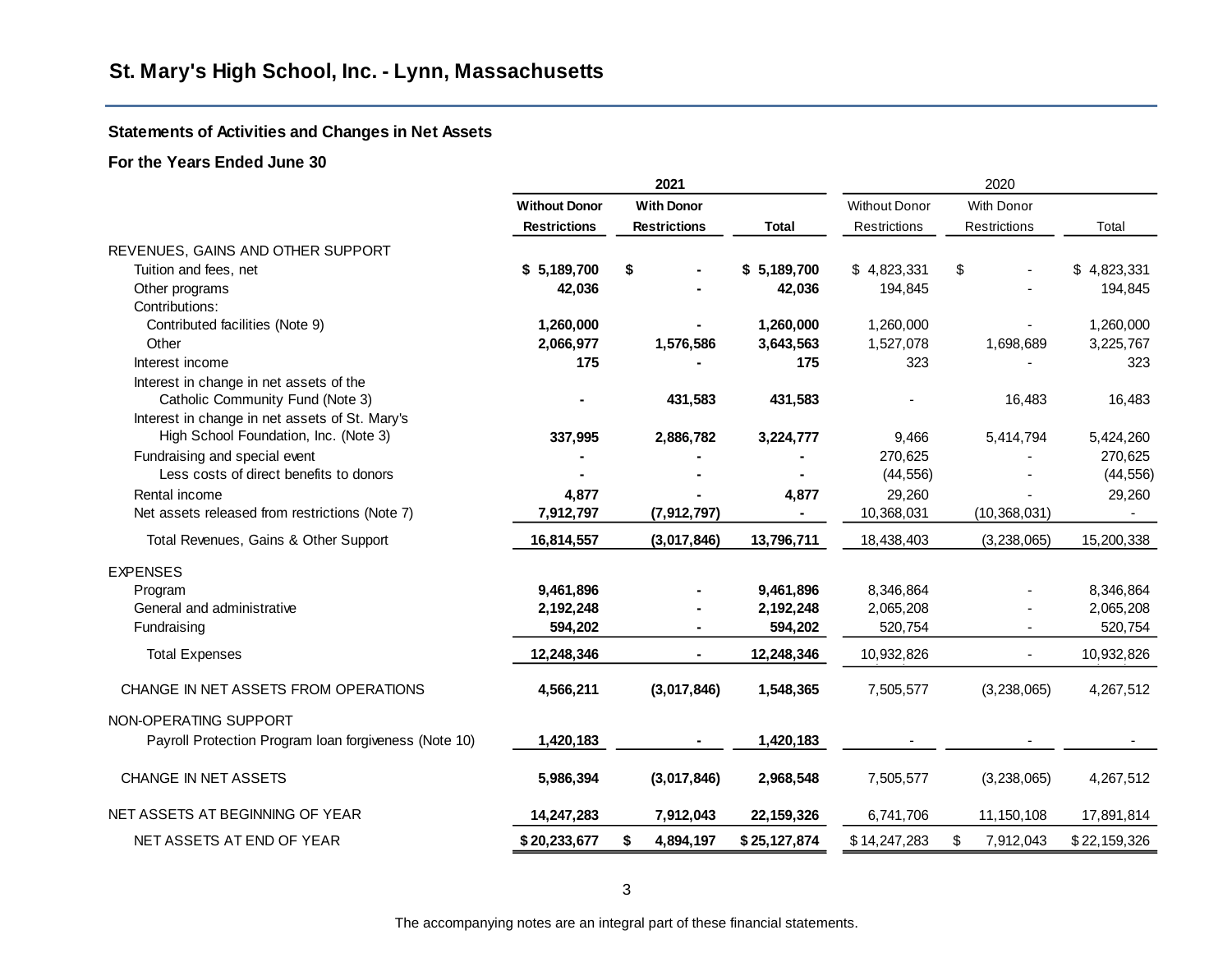## St. Mary's High School, Inc. - Lynn, Massachusetts

### Statements of Activities and Changes in Net Assets

### For the Years Ended June 30

| | 2021 | | | 2020 | | |
|---|---|---|---|---|---|---|
| | **Without Donor Restrictions** | **With Donor Restrictions** | **Total** | Without Donor Restrictions | With Donor Restrictions | Total |
| REVENUES, GAINS AND OTHER SUPPORT | | | | | | |
| Tuition and fees, net | **$ 5,189,700** | **$ -** | **$ 5,189,700** | $ 4,823,331 | $ - | $ 4,823,331 |
| Other programs | **42,036** | **-** | **42,036** | 194,845 | - | 194,845 |
| Contributions: | | | | | | |
| Contributed facilities (Note 9) | **1,260,000** | **-** | **1,260,000** | 1,260,000 | - | 1,260,000 |
| Other | **2,066,977** | **1,576,586** | **3,643,563** | 1,527,078 | 1,698,689 | 3,225,767 |
| Interest income | **175** | **-** | **175** | 323 | - | 323 |
| Interest in change in net assets of the Catholic Community Fund (Note 3) | **-** | **431,583** | **431,583** | - | 16,483 | 16,483 |
| Interest in change in net assets of St. Mary's High School Foundation, Inc. (Note 3) | **337,995** | **2,886,782** | **3,224,777** | 9,466 | 5,414,794 | 5,424,260 |
| Fundraising and special event | **-** | **-** | **-** | 270,625 | - | 270,625 |
| Less costs of direct benefits to donors | **-** | **-** | **-** | (44,556) | - | (44,556) |
| Rental income | **4,877** | **-** | **4,877** | 29,260 | - | 29,260 |
| Net assets released from restrictions (Note 7) | **7,912,797** | **(7,912,797)** | **-** | 10,368,031 | (10,368,031) | - |
| Total Revenues, Gains & Other Support | **16,814,557** | **(3,017,846)** | **13,796,711** | 18,438,403 | (3,238,065) | 15,200,338 |
| EXPENSES | | | | | | |
| Program | **9,461,896** | **-** | **9,461,896** | 8,346,864 | - | 8,346,864 |
| General and administrative | **2,192,248** | **-** | **2,192,248** | 2,065,208 | - | 2,065,208 |
| Fundraising | **594,202** | **-** | **594,202** | 520,754 | - | 520,754 |
| Total Expenses | **12,248,346** | **-** | **12,248,346** | 10,932,826 | - | 10,932,826 |
| CHANGE IN NET ASSETS FROM OPERATIONS | **4,566,211** | **(3,017,846)** | **1,548,365** | 7,505,577 | (3,238,065) | 4,267,512 |
| NON-OPERATING SUPPORT | | | | | | |
| Payroll Protection Program loan forgiveness (Note 10) | **1,420,183** | **-** | **1,420,183** | - | - | - |
| CHANGE IN NET ASSETS | **5,986,394** | **(3,017,846)** | **2,968,548** | 7,505,577 | (3,238,065) | 4,267,512 |
| NET ASSETS AT BEGINNING OF YEAR | **14,247,283** | **7,912,043** | **22,159,326** | 6,741,706 | 11,150,108 | 17,891,814 |
| NET ASSETS AT END OF YEAR | **$ 20,233,677** | **$ 4,894,197** | **$ 25,127,874** | $ 14,247,283 | $ 7,912,043 | $ 22,159,326 |

The accompanying notes are an integral part of these financial statements.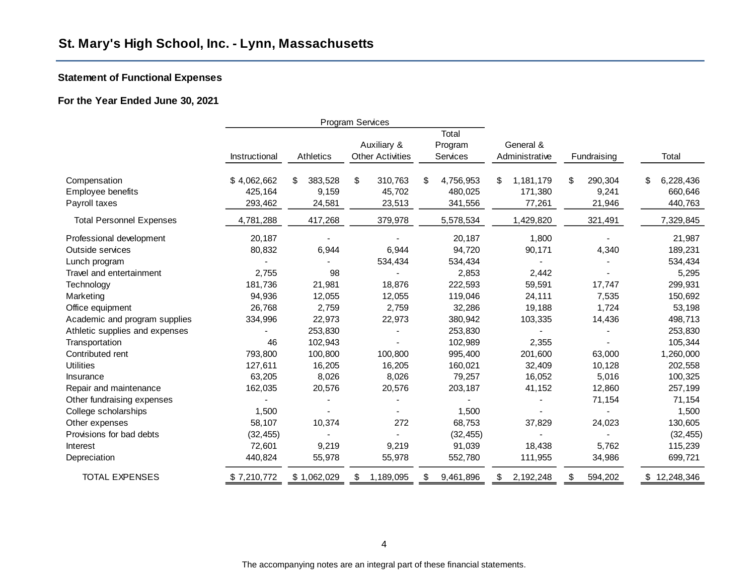## St. Mary's High School, Inc. - Lynn, Massachusetts

### Statement of Functional Expenses

### For the Year Ended June 30, 2021

| | Program Services | | | | | | |
|---|---|---|---|---|---|---|---|
| | Instructional | Athletics | Auxiliary & Other Activities | Total Program Services | General & Administrative | Fundraising | Total |
| Compensation | $ 4,062,662 | $ 383,528 | $ 310,763 | $ 4,756,953 | $ 1,181,179 | $ 290,304 | $ 6,228,436 |
| Employee benefits | 425,164 | 9,159 | 45,702 | 480,025 | 171,380 | 9,241 | 660,646 |
| Payroll taxes | 293,462 | 24,581 | 23,513 | 341,556 | 77,261 | 21,946 | 440,763 |
| Total Personnel Expenses | 4,781,288 | 417,268 | 379,978 | 5,578,534 | 1,429,820 | 321,491 | 7,329,845 |
| Professional development | 20,187 | - | - | 20,187 | 1,800 | - | 21,987 |
| Outside services | 80,832 | 6,944 | 6,944 | 94,720 | 90,171 | 4,340 | 189,231 |
| Lunch program | - | - | 534,434 | 534,434 | - | - | 534,434 |
| Travel and entertainment | 2,755 | 98 | - | 2,853 | 2,442 | - | 5,295 |
| Technology | 181,736 | 21,981 | 18,876 | 222,593 | 59,591 | 17,747 | 299,931 |
| Marketing | 94,936 | 12,055 | 12,055 | 119,046 | 24,111 | 7,535 | 150,692 |
| Office equipment | 26,768 | 2,759 | 2,759 | 32,286 | 19,188 | 1,724 | 53,198 |
| Academic and program supplies | 334,996 | 22,973 | 22,973 | 380,942 | 103,335 | 14,436 | 498,713 |
| Athletic supplies and expenses | - | 253,830 | - | 253,830 | - | - | 253,830 |
| Transportation | 46 | 102,943 | - | 102,989 | 2,355 | - | 105,344 |
| Contributed rent | 793,800 | 100,800 | 100,800 | 995,400 | 201,600 | 63,000 | 1,260,000 |
| Utilities | 127,611 | 16,205 | 16,205 | 160,021 | 32,409 | 10,128 | 202,558 |
| Insurance | 63,205 | 8,026 | 8,026 | 79,257 | 16,052 | 5,016 | 100,325 |
| Repair and maintenance | 162,035 | 20,576 | 20,576 | 203,187 | 41,152 | 12,860 | 257,199 |
| Other fundraising expenses | - | - | - | - | - | 71,154 | 71,154 |
| College scholarships | 1,500 | - | - | 1,500 | - | - | 1,500 |
| Other expenses | 58,107 | 10,374 | 272 | 68,753 | 37,829 | 24,023 | 130,605 |
| Provisions for bad debts | (32,455) | - | - | (32,455) | - | - | (32,455) |
| Interest | 72,601 | 9,219 | 9,219 | 91,039 | 18,438 | 5,762 | 115,239 |
| Depreciation | 440,824 | 55,978 | 55,978 | 552,780 | 111,955 | 34,986 | 699,721 |
| TOTAL EXPENSES | $ 7,210,772 | $ 1,062,029 | $ 1,189,095 | $ 9,461,896 | $ 2,192,248 | $ 594,202 | $ 12,248,346 |

The accompanying notes are an integral part of these financial statements.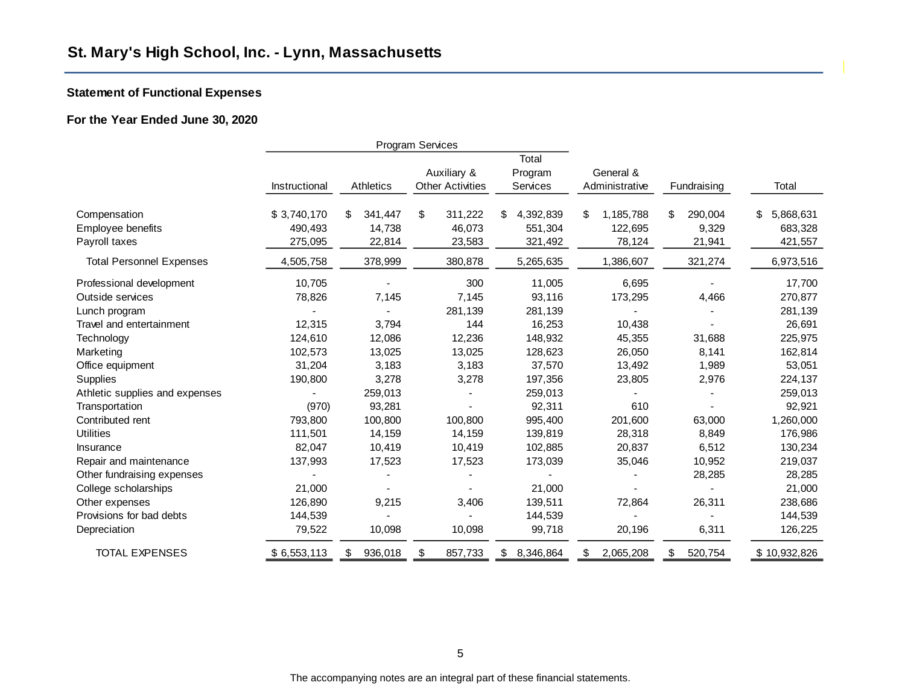## St. Mary's High School, Inc. - Lynn, Massachusetts

### Statement of Functional Expenses

### For the Year Ended June 30, 2020

| | Program Services | | | | | | |
|---|---|---|---|---|---|---|---|
| | Instructional | Athletics | Auxiliary & Other Activities | Total Program Services | General & Administrative | Fundraising | Total |
| Compensation | $ 3,740,170 | $ 341,447 | $ 311,222 | $ 4,392,839 | $ 1,185,788 | $ 290,004 | $ 5,868,631 |
| Employee benefits | 490,493 | 14,738 | 46,073 | 551,304 | 122,695 | 9,329 | 683,328 |
| Payroll taxes | 275,095 | 22,814 | 23,583 | 321,492 | 78,124 | 21,941 | 421,557 |
| Total Personnel Expenses | 4,505,758 | 378,999 | 380,878 | 5,265,635 | 1,386,607 | 321,274 | 6,973,516 |
| Professional development | 10,705 | - | 300 | 11,005 | 6,695 | - | 17,700 |
| Outside services | 78,826 | 7,145 | 7,145 | 93,116 | 173,295 | 4,466 | 270,877 |
| Lunch program | - | - | 281,139 | 281,139 | - | - | 281,139 |
| Travel and entertainment | 12,315 | 3,794 | 144 | 16,253 | 10,438 | - | 26,691 |
| Technology | 124,610 | 12,086 | 12,236 | 148,932 | 45,355 | 31,688 | 225,975 |
| Marketing | 102,573 | 13,025 | 13,025 | 128,623 | 26,050 | 8,141 | 162,814 |
| Office equipment | 31,204 | 3,183 | 3,183 | 37,570 | 13,492 | 1,989 | 53,051 |
| Supplies | 190,800 | 3,278 | 3,278 | 197,356 | 23,805 | 2,976 | 224,137 |
| Athletic supplies and expenses | - | 259,013 | - | 259,013 | - | - | 259,013 |
| Transportation | (970) | 93,281 | - | 92,311 | 610 | - | 92,921 |
| Contributed rent | 793,800 | 100,800 | 100,800 | 995,400 | 201,600 | 63,000 | 1,260,000 |
| Utilities | 111,501 | 14,159 | 14,159 | 139,819 | 28,318 | 8,849 | 176,986 |
| Insurance | 82,047 | 10,419 | 10,419 | 102,885 | 20,837 | 6,512 | 130,234 |
| Repair and maintenance | 137,993 | 17,523 | 17,523 | 173,039 | 35,046 | 10,952 | 219,037 |
| Other fundraising expenses | - | - | - | - | - | 28,285 | 28,285 |
| College scholarships | 21,000 | - | - | 21,000 | - | - | 21,000 |
| Other expenses | 126,890 | 9,215 | 3,406 | 139,511 | 72,864 | 26,311 | 238,686 |
| Provisions for bad debts | 144,539 | - | - | 144,539 | - | - | 144,539 |
| Depreciation | 79,522 | 10,098 | 10,098 | 99,718 | 20,196 | 6,311 | 126,225 |
| TOTAL EXPENSES | $ 6,553,113 | $ 936,018 | $ 857,733 | $ 8,346,864 | $ 2,065,208 | $ 520,754 | $ 10,932,826 |

The accompanying notes are an integral part of these financial statements.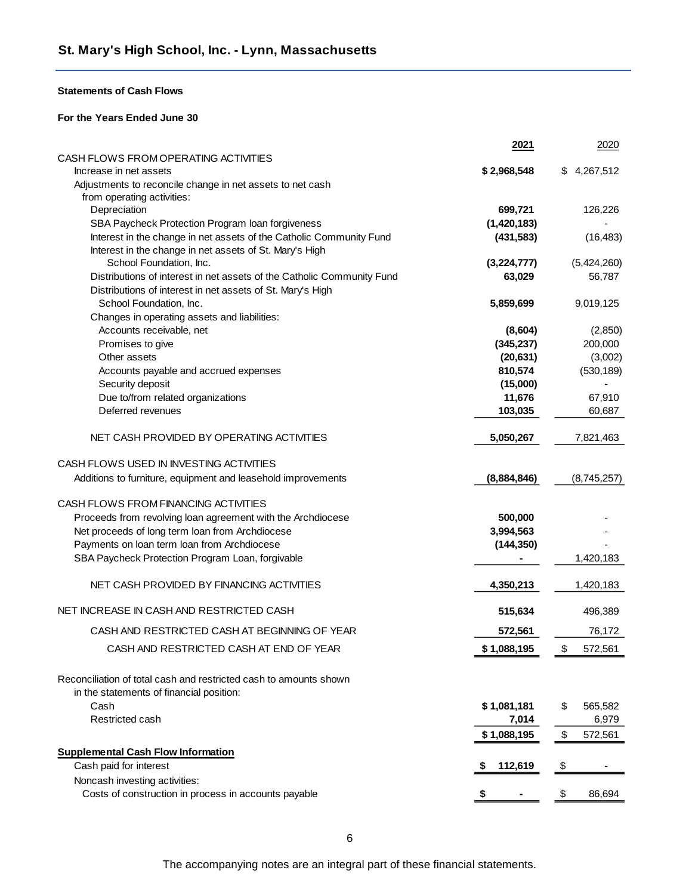## St. Mary's High School, Inc. - Lynn, Massachusetts

**Statements of Cash Flows**

**For the Years Ended June 30**

| | **2021** | 2020 |
|---|---|---|
| CASH FLOWS FROM OPERATING ACTIVITIES | | |
| Increase in net assets | **$ 2,968,548** | $ 4,267,512 |
| Adjustments to reconcile change in net assets to net cash from operating activities: | | |
| Depreciation | **699,721** | 126,226 |
| SBA Paycheck Protection Program loan forgiveness | **(1,420,183)** | - |
| Interest in the change in net assets of the Catholic Community Fund | **(431,583)** | (16,483) |
| Interest in the change in net assets of St. Mary's High School Foundation, Inc. | **(3,224,777)** | (5,424,260) |
| Distributions of interest in net assets of the Catholic Community Fund | **63,029** | 56,787 |
| Distributions of interest in net assets of St. Mary's High School Foundation, Inc. | **5,859,699** | 9,019,125 |
| Changes in operating assets and liabilities: | | |
| Accounts receivable, net | **(8,604)** | (2,850) |
| Promises to give | **(345,237)** | 200,000 |
| Other assets | **(20,631)** | (3,002) |
| Accounts payable and accrued expenses | **810,574** | (530,189) |
| Security deposit | **(15,000)** | - |
| Due to/from related organizations | **11,676** | 67,910 |
| Deferred revenues | **103,035** | 60,687 |
| NET CASH PROVIDED BY OPERATING ACTIVITIES | **5,050,267** | 7,821,463 |
| CASH FLOWS USED IN INVESTING ACTIVITIES | | |
| Additions to furniture, equipment and leasehold improvements | **(8,884,846)** | (8,745,257) |
| CASH FLOWS FROM FINANCING ACTIVITIES | | |
| Proceeds from revolving loan agreement with the Archdiocese | **500,000** | - |
| Net proceeds of long term loan from Archdiocese | **3,994,563** | - |
| Payments on loan term loan from Archdiocese | **(144,350)** | - |
| SBA Paycheck Protection Program Loan, forgivable | **-** | 1,420,183 |
| NET CASH PROVIDED BY FINANCING ACTIVITIES | **4,350,213** | 1,420,183 |
| NET INCREASE IN CASH AND RESTRICTED CASH | **515,634** | 496,389 |
| CASH AND RESTRICTED CASH AT BEGINNING OF YEAR | **572,561** | 76,172 |
| CASH AND RESTRICTED CASH AT END OF YEAR | **$ 1,088,195** | $ 572,561 |
| Reconciliation of total cash and restricted cash to amounts shown in the statements of financial position: | | |
| Cash | **$ 1,081,181** | $ 565,582 |
| Restricted cash | **7,014** | 6,979 |
| | **$ 1,088,195** | $ 572,561 |
| **Supplemental Cash Flow Information** | | |
| Cash paid for interest | **$ 112,619** | $ - |
| Noncash investing activities: | | |
| Costs of construction in process in accounts payable | **$ -** | $ 86,694 |

The accompanying notes are an integral part of these financial statements.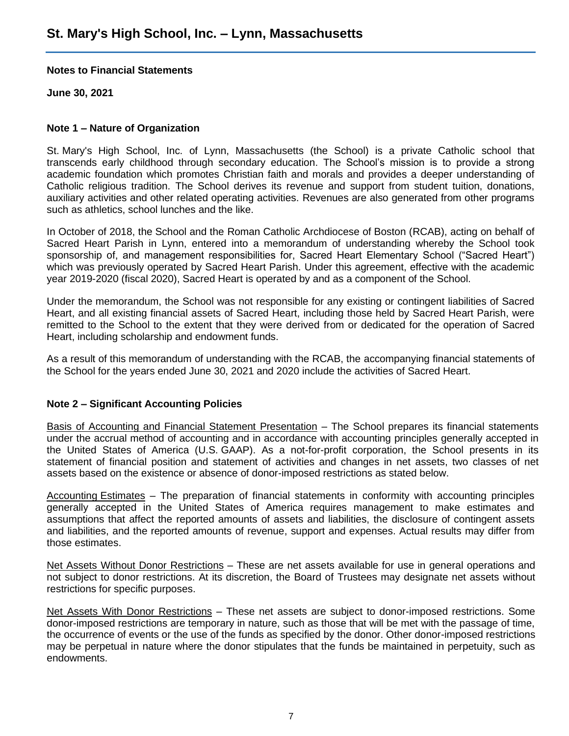# St. Mary's High School, Inc. – Lynn, Massachusetts

**Notes to Financial Statements**

**June 30, 2021**

## Note 1 – Nature of Organization

St. Mary's High School, Inc. of Lynn, Massachusetts (the School) is a private Catholic school that transcends early childhood through secondary education. The School's mission is to provide a strong academic foundation which promotes Christian faith and morals and provides a deeper understanding of Catholic religious tradition. The School derives its revenue and support from student tuition, donations, auxiliary activities and other related operating activities. Revenues are also generated from other programs such as athletics, school lunches and the like.

In October of 2018, the School and the Roman Catholic Archdiocese of Boston (RCAB), acting on behalf of Sacred Heart Parish in Lynn, entered into a memorandum of understanding whereby the School took sponsorship of, and management responsibilities for, Sacred Heart Elementary School ("Sacred Heart") which was previously operated by Sacred Heart Parish. Under this agreement, effective with the academic year 2019-2020 (fiscal 2020), Sacred Heart is operated by and as a component of the School.

Under the memorandum, the School was not responsible for any existing or contingent liabilities of Sacred Heart, and all existing financial assets of Sacred Heart, including those held by Sacred Heart Parish, were remitted to the School to the extent that they were derived from or dedicated for the operation of Sacred Heart, including scholarship and endowment funds.

As a result of this memorandum of understanding with the RCAB, the accompanying financial statements of the School for the years ended June 30, 2021 and 2020 include the activities of Sacred Heart.

## Note 2 – Significant Accounting Policies

<u>Basis of Accounting and Financial Statement Presentation</u> – The School prepares its financial statements under the accrual method of accounting and in accordance with accounting principles generally accepted in the United States of America (U.S. GAAP). As a not-for-profit corporation, the School presents in its statement of financial position and statement of activities and changes in net assets, two classes of net assets based on the existence or absence of donor-imposed restrictions as stated below.

<u>Accounting Estimates</u> – The preparation of financial statements in conformity with accounting principles generally accepted in the United States of America requires management to make estimates and assumptions that affect the reported amounts of assets and liabilities, the disclosure of contingent assets and liabilities, and the reported amounts of revenue, support and expenses. Actual results may differ from those estimates.

<u>Net Assets Without Donor Restrictions</u> – These are net assets available for use in general operations and not subject to donor restrictions. At its discretion, the Board of Trustees may designate net assets without restrictions for specific purposes.

<u>Net Assets With Donor Restrictions</u> – These net assets are subject to donor-imposed restrictions. Some donor-imposed restrictions are temporary in nature, such as those that will be met with the passage of time, the occurrence of events or the use of the funds as specified by the donor. Other donor-imposed restrictions may be perpetual in nature where the donor stipulates that the funds be maintained in perpetuity, such as endowments.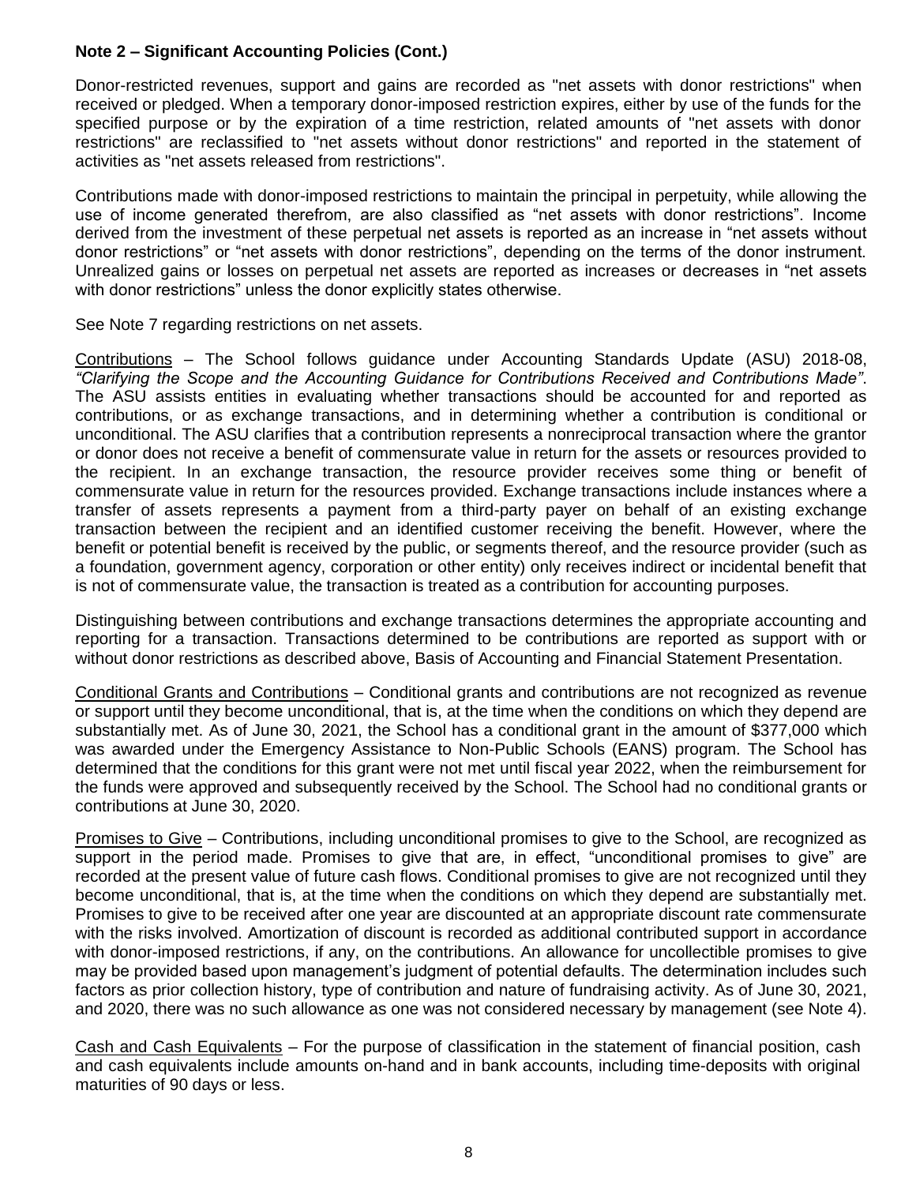**Note 2 – Significant Accounting Policies (Cont.)**

Donor-restricted revenues, support and gains are recorded as "net assets with donor restrictions" when received or pledged. When a temporary donor-imposed restriction expires, either by use of the funds for the specified purpose or by the expiration of a time restriction, related amounts of "net assets with donor restrictions" are reclassified to "net assets without donor restrictions" and reported in the statement of activities as "net assets released from restrictions".

Contributions made with donor-imposed restrictions to maintain the principal in perpetuity, while allowing the use of income generated therefrom, are also classified as "net assets with donor restrictions". Income derived from the investment of these perpetual net assets is reported as an increase in "net assets without donor restrictions" or "net assets with donor restrictions", depending on the terms of the donor instrument. Unrealized gains or losses on perpetual net assets are reported as increases or decreases in "net assets with donor restrictions" unless the donor explicitly states otherwise.

See Note 7 regarding restrictions on net assets.

Contributions – The School follows guidance under Accounting Standards Update (ASU) 2018-08, *"Clarifying the Scope and the Accounting Guidance for Contributions Received and Contributions Made"*. The ASU assists entities in evaluating whether transactions should be accounted for and reported as contributions, or as exchange transactions, and in determining whether a contribution is conditional or unconditional. The ASU clarifies that a contribution represents a nonreciprocal transaction where the grantor or donor does not receive a benefit of commensurate value in return for the assets or resources provided to the recipient. In an exchange transaction, the resource provider receives some thing or benefit of commensurate value in return for the resources provided. Exchange transactions include instances where a transfer of assets represents a payment from a third-party payer on behalf of an existing exchange transaction between the recipient and an identified customer receiving the benefit. However, where the benefit or potential benefit is received by the public, or segments thereof, and the resource provider (such as a foundation, government agency, corporation or other entity) only receives indirect or incidental benefit that is not of commensurate value, the transaction is treated as a contribution for accounting purposes.

Distinguishing between contributions and exchange transactions determines the appropriate accounting and reporting for a transaction. Transactions determined to be contributions are reported as support with or without donor restrictions as described above, Basis of Accounting and Financial Statement Presentation.

Conditional Grants and Contributions – Conditional grants and contributions are not recognized as revenue or support until they become unconditional, that is, at the time when the conditions on which they depend are substantially met. As of June 30, 2021, the School has a conditional grant in the amount of $377,000 which was awarded under the Emergency Assistance to Non-Public Schools (EANS) program. The School has determined that the conditions for this grant were not met until fiscal year 2022, when the reimbursement for the funds were approved and subsequently received by the School. The School had no conditional grants or contributions at June 30, 2020.

Promises to Give – Contributions, including unconditional promises to give to the School, are recognized as support in the period made. Promises to give that are, in effect, "unconditional promises to give" are recorded at the present value of future cash flows. Conditional promises to give are not recognized until they become unconditional, that is, at the time when the conditions on which they depend are substantially met. Promises to give to be received after one year are discounted at an appropriate discount rate commensurate with the risks involved. Amortization of discount is recorded as additional contributed support in accordance with donor-imposed restrictions, if any, on the contributions. An allowance for uncollectible promises to give may be provided based upon management's judgment of potential defaults. The determination includes such factors as prior collection history, type of contribution and nature of fundraising activity. As of June 30, 2021, and 2020, there was no such allowance as one was not considered necessary by management (see Note 4).

Cash and Cash Equivalents – For the purpose of classification in the statement of financial position, cash and cash equivalents include amounts on-hand and in bank accounts, including time-deposits with original maturities of 90 days or less.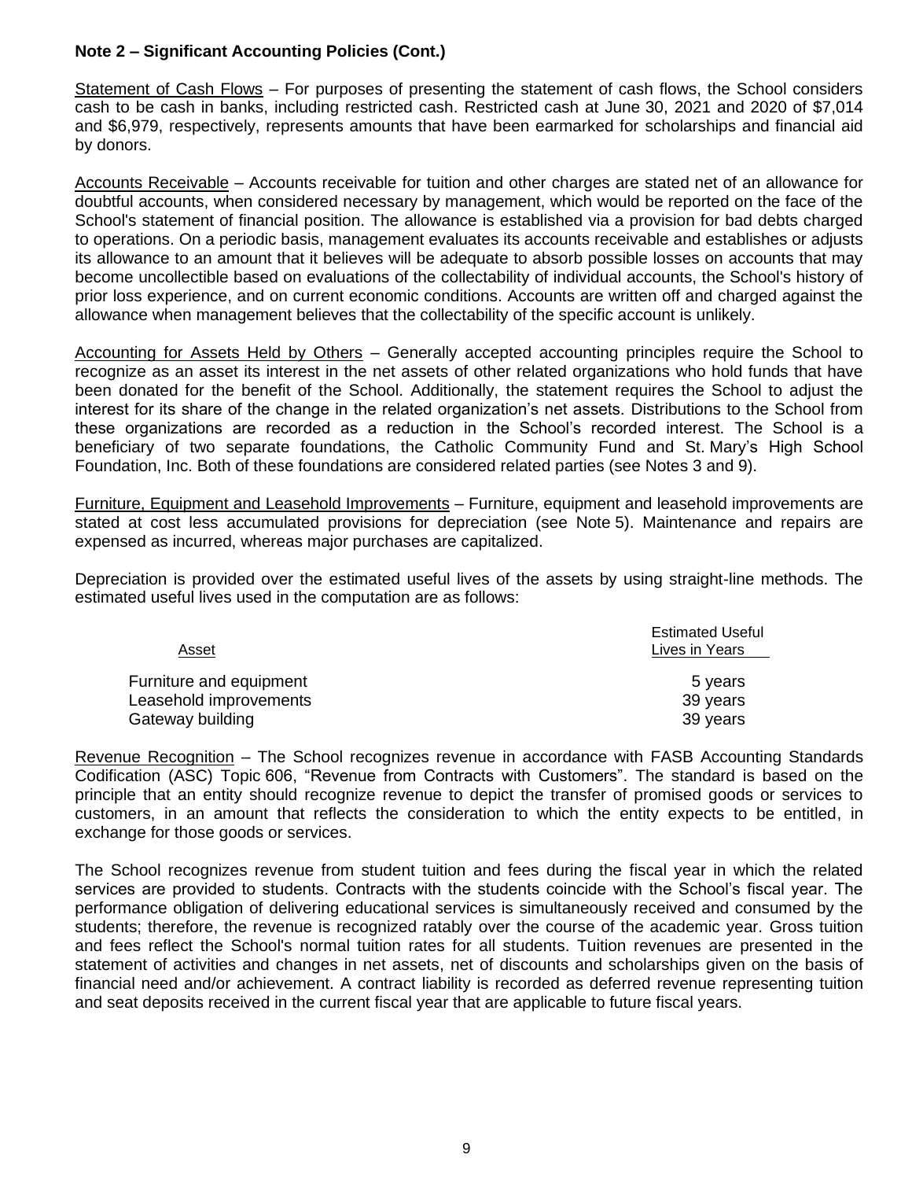**Note 2 – Significant Accounting Policies (Cont.)**

Statement of Cash Flows – For purposes of presenting the statement of cash flows, the School considers cash to be cash in banks, including restricted cash. Restricted cash at June 30, 2021 and 2020 of $7,014 and $6,979, respectively, represents amounts that have been earmarked for scholarships and financial aid by donors.

Accounts Receivable – Accounts receivable for tuition and other charges are stated net of an allowance for doubtful accounts, when considered necessary by management, which would be reported on the face of the School's statement of financial position. The allowance is established via a provision for bad debts charged to operations. On a periodic basis, management evaluates its accounts receivable and establishes or adjusts its allowance to an amount that it believes will be adequate to absorb possible losses on accounts that may become uncollectible based on evaluations of the collectability of individual accounts, the School's history of prior loss experience, and on current economic conditions. Accounts are written off and charged against the allowance when management believes that the collectability of the specific account is unlikely.

Accounting for Assets Held by Others – Generally accepted accounting principles require the School to recognize as an asset its interest in the net assets of other related organizations who hold funds that have been donated for the benefit of the School. Additionally, the statement requires the School to adjust the interest for its share of the change in the related organization's net assets. Distributions to the School from these organizations are recorded as a reduction in the School's recorded interest. The School is a beneficiary of two separate foundations, the Catholic Community Fund and St. Mary's High School Foundation, Inc. Both of these foundations are considered related parties (see Notes 3 and 9).

Furniture, Equipment and Leasehold Improvements – Furniture, equipment and leasehold improvements are stated at cost less accumulated provisions for depreciation (see Note 5). Maintenance and repairs are expensed as incurred, whereas major purchases are capitalized.

Depreciation is provided over the estimated useful lives of the assets by using straight-line methods. The estimated useful lives used in the computation are as follows:

| Asset | Estimated Useful Lives in Years |
|---|---|
| Furniture and equipment | 5 years |
| Leasehold improvements | 39 years |
| Gateway building | 39 years |

Revenue Recognition – The School recognizes revenue in accordance with FASB Accounting Standards Codification (ASC) Topic 606, "Revenue from Contracts with Customers". The standard is based on the principle that an entity should recognize revenue to depict the transfer of promised goods or services to customers, in an amount that reflects the consideration to which the entity expects to be entitled, in exchange for those goods or services.

The School recognizes revenue from student tuition and fees during the fiscal year in which the related services are provided to students. Contracts with the students coincide with the School's fiscal year. The performance obligation of delivering educational services is simultaneously received and consumed by the students; therefore, the revenue is recognized ratably over the course of the academic year. Gross tuition and fees reflect the School's normal tuition rates for all students. Tuition revenues are presented in the statement of activities and changes in net assets, net of discounts and scholarships given on the basis of financial need and/or achievement. A contract liability is recorded as deferred revenue representing tuition and seat deposits received in the current fiscal year that are applicable to future fiscal years.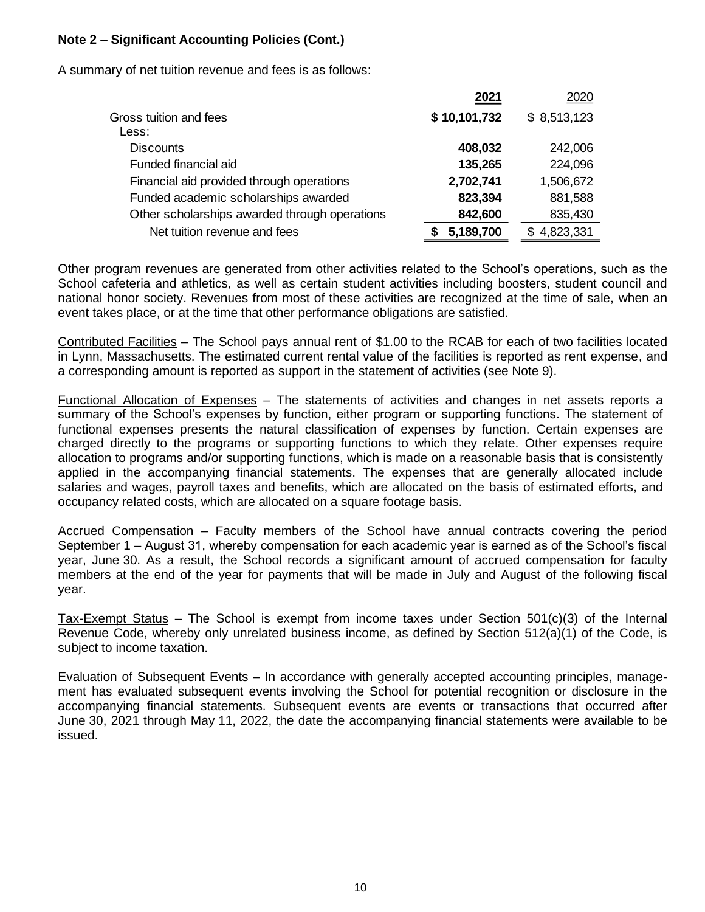**Note 2 – Significant Accounting Policies (Cont.)**

A summary of net tuition revenue and fees is as follows:

| | **2021** | 2020 |
|---|---|---|
| Gross tuition and fees | **$ 10,101,732** | $ 8,513,123 |
| Less: | | |
| Discounts | **408,032** | 242,006 |
| Funded financial aid | **135,265** | 224,096 |
| Financial aid provided through operations | **2,702,741** | 1,506,672 |
| Funded academic scholarships awarded | **823,394** | 881,588 |
| Other scholarships awarded through operations | **842,600** | 835,430 |
| Net tuition revenue and fees | **$ 5,189,700** | $ 4,823,331 |

Other program revenues are generated from other activities related to the School's operations, such as the School cafeteria and athletics, as well as certain student activities including boosters, student council and national honor society. Revenues from most of these activities are recognized at the time of sale, when an event takes place, or at the time that other performance obligations are satisfied.

Contributed Facilities – The School pays annual rent of $1.00 to the RCAB for each of two facilities located in Lynn, Massachusetts. The estimated current rental value of the facilities is reported as rent expense, and a corresponding amount is reported as support in the statement of activities (see Note 9).

Functional Allocation of Expenses – The statements of activities and changes in net assets reports a summary of the School's expenses by function, either program or supporting functions. The statement of functional expenses presents the natural classification of expenses by function. Certain expenses are charged directly to the programs or supporting functions to which they relate. Other expenses require allocation to programs and/or supporting functions, which is made on a reasonable basis that is consistently applied in the accompanying financial statements. The expenses that are generally allocated include salaries and wages, payroll taxes and benefits, which are allocated on the basis of estimated efforts, and occupancy related costs, which are allocated on a square footage basis.

Accrued Compensation – Faculty members of the School have annual contracts covering the period September 1 – August 31, whereby compensation for each academic year is earned as of the School's fiscal year, June 30. As a result, the School records a significant amount of accrued compensation for faculty members at the end of the year for payments that will be made in July and August of the following fiscal year.

Tax-Exempt Status – The School is exempt from income taxes under Section 501(c)(3) of the Internal Revenue Code, whereby only unrelated business income, as defined by Section 512(a)(1) of the Code, is subject to income taxation.

Evaluation of Subsequent Events – In accordance with generally accepted accounting principles, management has evaluated subsequent events involving the School for potential recognition or disclosure in the accompanying financial statements. Subsequent events are events or transactions that occurred after June 30, 2021 through May 11, 2022, the date the accompanying financial statements were available to be issued.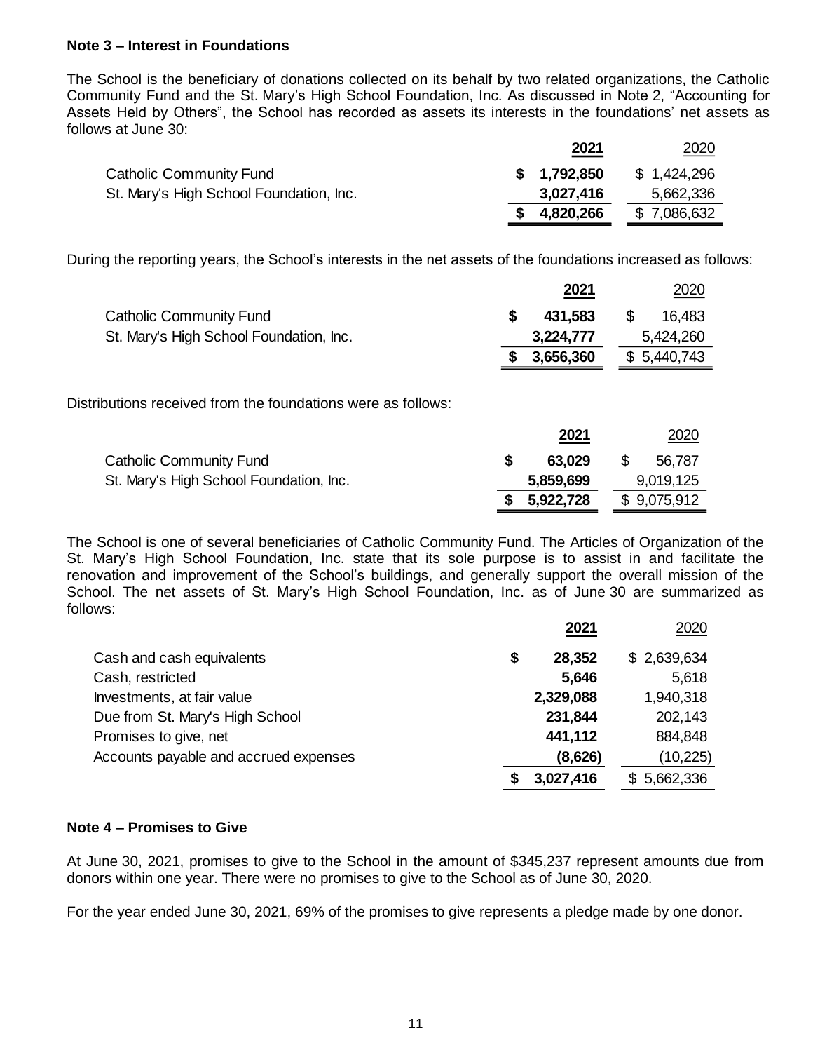**Note 3 – Interest in Foundations**

The School is the beneficiary of donations collected on its behalf by two related organizations, the Catholic Community Fund and the St. Mary's High School Foundation, Inc. As discussed in Note 2, "Accounting for Assets Held by Others", the School has recorded as assets its interests in the foundations' net assets as follows at June 30:

| | 2021 | 2020 |
|---|---|---|
| Catholic Community Fund | $ 1,792,850 | $ 1,424,296 |
| St. Mary's High School Foundation, Inc. | 3,027,416 | 5,662,336 |
| | $ 4,820,266 | $ 7,086,632 |

During the reporting years, the School's interests in the net assets of the foundations increased as follows:

| | 2021 | 2020 |
|---|---|---|
| Catholic Community Fund | $ 431,583 | $ 16,483 |
| St. Mary's High School Foundation, Inc. | 3,224,777 | 5,424,260 |
| | $ 3,656,360 | $ 5,440,743 |

Distributions received from the foundations were as follows:

| | 2021 | 2020 |
|---|---|---|
| Catholic Community Fund | $ 63,029 | $ 56,787 |
| St. Mary's High School Foundation, Inc. | 5,859,699 | 9,019,125 |
| | $ 5,922,728 | $ 9,075,912 |

The School is one of several beneficiaries of Catholic Community Fund. The Articles of Organization of the St. Mary's High School Foundation, Inc. state that its sole purpose is to assist in and facilitate the renovation and improvement of the School's buildings, and generally support the overall mission of the School. The net assets of St. Mary's High School Foundation, Inc. as of June 30 are summarized as follows:

| | 2021 | 2020 |
|---|---|---|
| Cash and cash equivalents | $ 28,352 | $ 2,639,634 |
| Cash, restricted | 5,646 | 5,618 |
| Investments, at fair value | 2,329,088 | 1,940,318 |
| Due from St. Mary's High School | 231,844 | 202,143 |
| Promises to give, net | 441,112 | 884,848 |
| Accounts payable and accrued expenses | (8,626) | (10,225) |
| | $ 3,027,416 | $ 5,662,336 |

**Note 4 – Promises to Give**

At June 30, 2021, promises to give to the School in the amount of $345,237 represent amounts due from donors within one year. There were no promises to give to the School as of June 30, 2020.

For the year ended June 30, 2021, 69% of the promises to give represents a pledge made by one donor.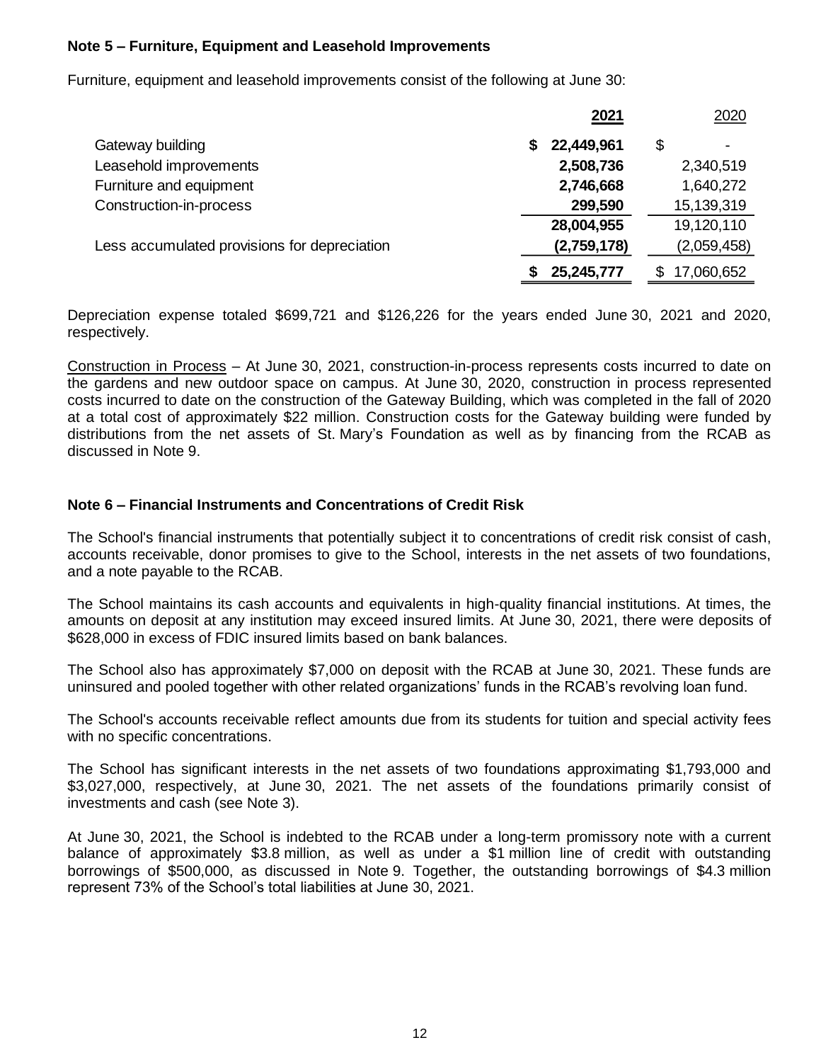### Note 5 – Furniture, Equipment and Leasehold Improvements

Furniture, equipment and leasehold improvements consist of the following at June 30:

| | 2021 | 2020 |
|---|---|---|
| Gateway building | $ 22,449,961 | $ - |
| Leasehold improvements | 2,508,736 | 2,340,519 |
| Furniture and equipment | 2,746,668 | 1,640,272 |
| Construction-in-process | 299,590 | 15,139,319 |
| | 28,004,955 | 19,120,110 |
| Less accumulated provisions for depreciation | (2,759,178) | (2,059,458) |
| | $ 25,245,777 | $ 17,060,652 |

Depreciation expense totaled $699,721 and $126,226 for the years ended June 30, 2021 and 2020, respectively.

Construction in Process – At June 30, 2021, construction-in-process represents costs incurred to date on the gardens and new outdoor space on campus. At June 30, 2020, construction in process represented costs incurred to date on the construction of the Gateway Building, which was completed in the fall of 2020 at a total cost of approximately $22 million. Construction costs for the Gateway building were funded by distributions from the net assets of St. Mary's Foundation as well as by financing from the RCAB as discussed in Note 9.

### Note 6 – Financial Instruments and Concentrations of Credit Risk

The School's financial instruments that potentially subject it to concentrations of credit risk consist of cash, accounts receivable, donor promises to give to the School, interests in the net assets of two foundations, and a note payable to the RCAB.

The School maintains its cash accounts and equivalents in high-quality financial institutions. At times, the amounts on deposit at any institution may exceed insured limits. At June 30, 2021, there were deposits of $628,000 in excess of FDIC insured limits based on bank balances.

The School also has approximately $7,000 on deposit with the RCAB at June 30, 2021. These funds are uninsured and pooled together with other related organizations' funds in the RCAB's revolving loan fund.

The School's accounts receivable reflect amounts due from its students for tuition and special activity fees with no specific concentrations.

The School has significant interests in the net assets of two foundations approximating $1,793,000 and $3,027,000, respectively, at June 30, 2021. The net assets of the foundations primarily consist of investments and cash (see Note 3).

At June 30, 2021, the School is indebted to the RCAB under a long-term promissory note with a current balance of approximately $3.8 million, as well as under a $1 million line of credit with outstanding borrowings of $500,000, as discussed in Note 9. Together, the outstanding borrowings of $4.3 million represent 73% of the School's total liabilities at June 30, 2021.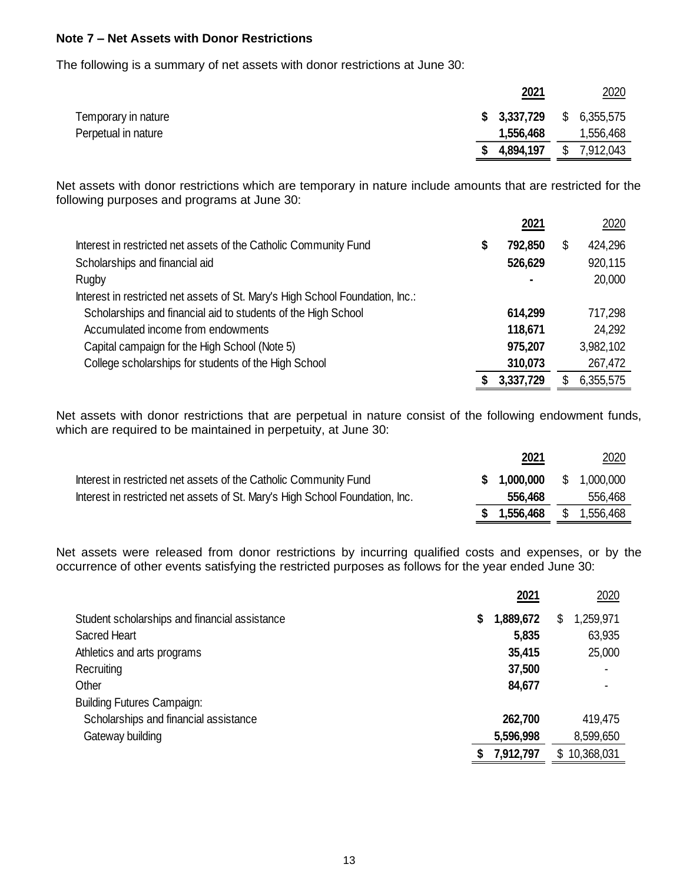**Note 7 – Net Assets with Donor Restrictions**

The following is a summary of net assets with donor restrictions at June 30:

| | 2021 | 2020 |
|---|---|---|
| Temporary in nature | $ 3,337,729 | $ 6,355,575 |
| Perpetual in nature | 1,556,468 | 1,556,468 |
| | $ 4,894,197 | $ 7,912,043 |

Net assets with donor restrictions which are temporary in nature include amounts that are restricted for the following purposes and programs at June 30:

| | 2021 | 2020 |
|---|---|---|
| Interest in restricted net assets of the Catholic Community Fund | $ 792,850 | $ 424,296 |
| Scholarships and financial aid | 526,629 | 920,115 |
| Rugby | - | 20,000 |
| Interest in restricted net assets of St. Mary's High School Foundation, Inc.: | | |
| Scholarships and financial aid to students of the High School | 614,299 | 717,298 |
| Accumulated income from endowments | 118,671 | 24,292 |
| Capital campaign for the High School (Note 5) | 975,207 | 3,982,102 |
| College scholarships for students of the High School | 310,073 | 267,472 |
| | $ 3,337,729 | $ 6,355,575 |

Net assets with donor restrictions that are perpetual in nature consist of the following endowment funds, which are required to be maintained in perpetuity, at June 30:

| | 2021 | 2020 |
|---|---|---|
| Interest in restricted net assets of the Catholic Community Fund | $ 1,000,000 | $ 1,000,000 |
| Interest in restricted net assets of St. Mary's High School Foundation, Inc. | 556,468 | 556,468 |
| | $ 1,556,468 | $ 1,556,468 |

Net assets were released from donor restrictions by incurring qualified costs and expenses, or by the occurrence of other events satisfying the restricted purposes as follows for the year ended June 30:

| | 2021 | 2020 |
|---|---|---|
| Student scholarships and financial assistance | $ 1,889,672 | $ 1,259,971 |
| Sacred Heart | 5,835 | 63,935 |
| Athletics and arts programs | 35,415 | 25,000 |
| Recruiting | 37,500 | - |
| Other | 84,677 | - |
| Building Futures Campaign: | | |
| Scholarships and financial assistance | 262,700 | 419,475 |
| Gateway building | 5,596,998 | 8,599,650 |
| | $ 7,912,797 | $ 10,368,031 |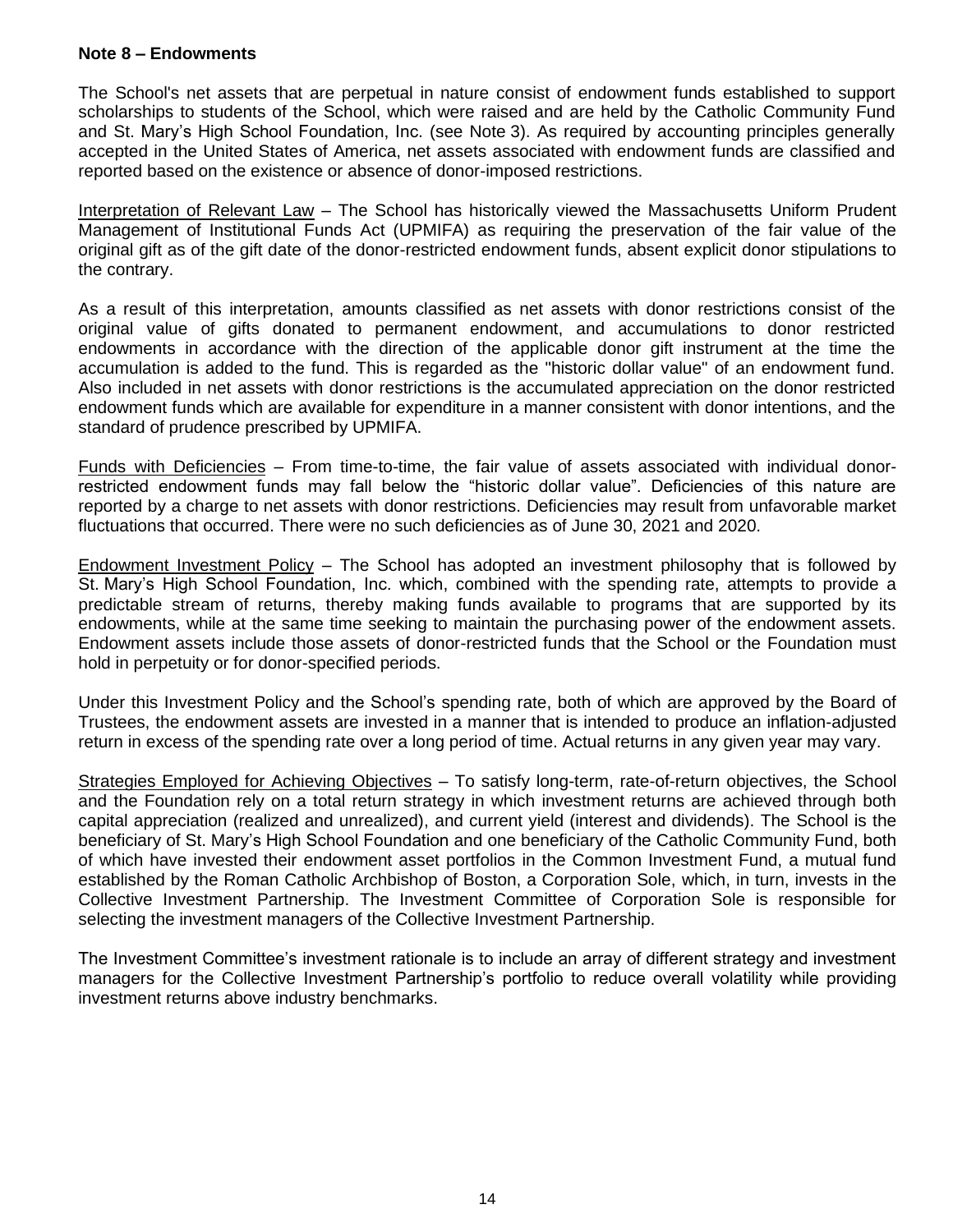**Note 8 – Endowments**

The School's net assets that are perpetual in nature consist of endowment funds established to support scholarships to students of the School, which were raised and are held by the Catholic Community Fund and St. Mary's High School Foundation, Inc. (see Note 3). As required by accounting principles generally accepted in the United States of America, net assets associated with endowment funds are classified and reported based on the existence or absence of donor-imposed restrictions.

Interpretation of Relevant Law – The School has historically viewed the Massachusetts Uniform Prudent Management of Institutional Funds Act (UPMIFA) as requiring the preservation of the fair value of the original gift as of the gift date of the donor-restricted endowment funds, absent explicit donor stipulations to the contrary.

As a result of this interpretation, amounts classified as net assets with donor restrictions consist of the original value of gifts donated to permanent endowment, and accumulations to donor restricted endowments in accordance with the direction of the applicable donor gift instrument at the time the accumulation is added to the fund. This is regarded as the "historic dollar value" of an endowment fund. Also included in net assets with donor restrictions is the accumulated appreciation on the donor restricted endowment funds which are available for expenditure in a manner consistent with donor intentions, and the standard of prudence prescribed by UPMIFA.

Funds with Deficiencies – From time-to-time, the fair value of assets associated with individual donor-restricted endowment funds may fall below the "historic dollar value". Deficiencies of this nature are reported by a charge to net assets with donor restrictions. Deficiencies may result from unfavorable market fluctuations that occurred. There were no such deficiencies as of June 30, 2021 and 2020.

Endowment Investment Policy – The School has adopted an investment philosophy that is followed by St. Mary's High School Foundation, Inc. which, combined with the spending rate, attempts to provide a predictable stream of returns, thereby making funds available to programs that are supported by its endowments, while at the same time seeking to maintain the purchasing power of the endowment assets. Endowment assets include those assets of donor-restricted funds that the School or the Foundation must hold in perpetuity or for donor-specified periods.

Under this Investment Policy and the School's spending rate, both of which are approved by the Board of Trustees, the endowment assets are invested in a manner that is intended to produce an inflation-adjusted return in excess of the spending rate over a long period of time. Actual returns in any given year may vary.

Strategies Employed for Achieving Objectives – To satisfy long-term, rate-of-return objectives, the School and the Foundation rely on a total return strategy in which investment returns are achieved through both capital appreciation (realized and unrealized), and current yield (interest and dividends). The School is the beneficiary of St. Mary's High School Foundation and one beneficiary of the Catholic Community Fund, both of which have invested their endowment asset portfolios in the Common Investment Fund, a mutual fund established by the Roman Catholic Archbishop of Boston, a Corporation Sole, which, in turn, invests in the Collective Investment Partnership. The Investment Committee of Corporation Sole is responsible for selecting the investment managers of the Collective Investment Partnership.

The Investment Committee's investment rationale is to include an array of different strategy and investment managers for the Collective Investment Partnership's portfolio to reduce overall volatility while providing investment returns above industry benchmarks.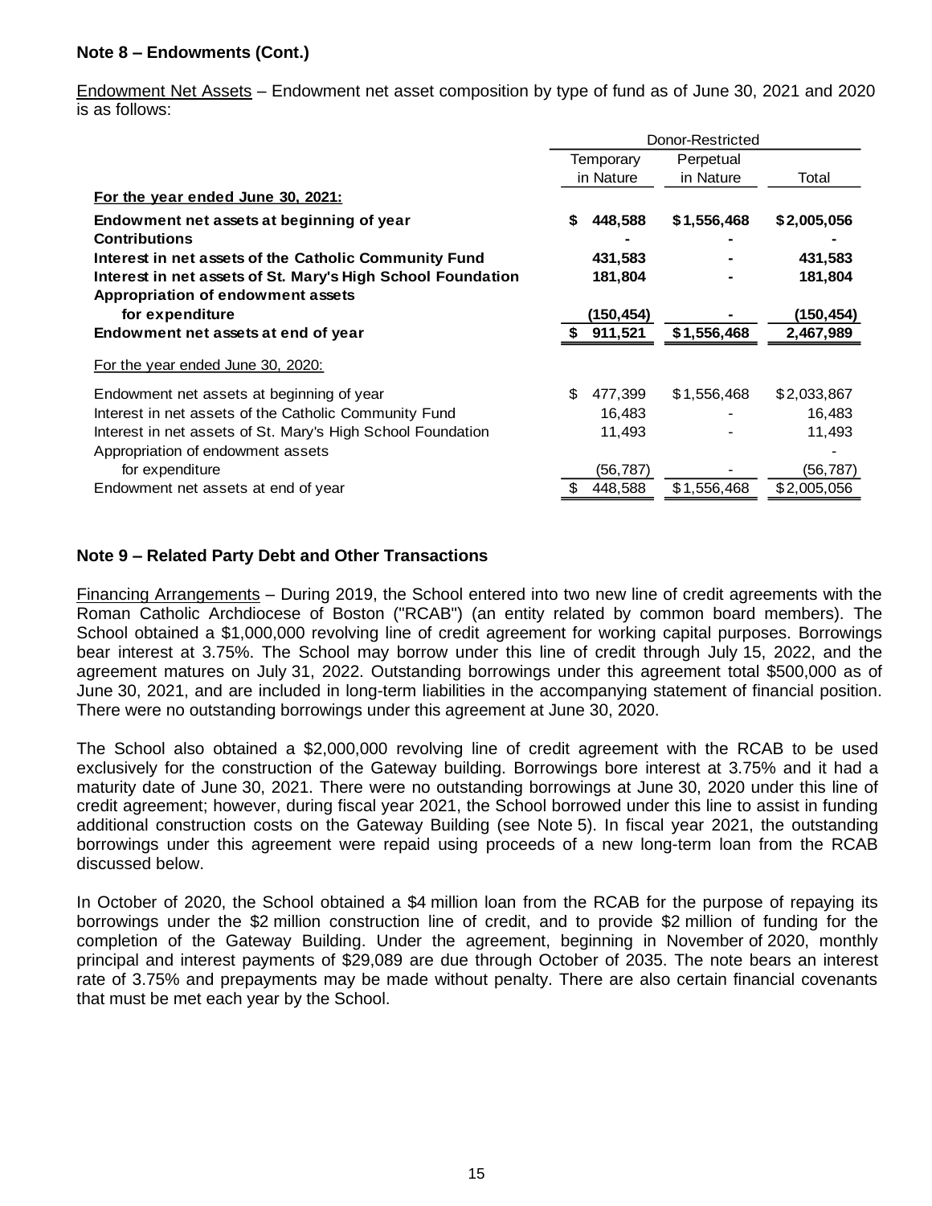**Note 8 – Endowments (Cont.)**

Endowment Net Assets – Endowment net asset composition by type of fund as of June 30, 2021 and 2020 is as follows:

| | Donor-Restricted | | |
|---|---|---|---|
| | Temporary in Nature | Perpetual in Nature | Total |
| **For the year ended June 30, 2021:** | | | |
| **Endowment net assets at beginning of year** | **$ 448,588** | **$1,556,468** | **$2,005,056** |
| **Contributions** | **-** | **-** | **-** |
| **Interest in net assets of the Catholic Community Fund** | **431,583** | **-** | **431,583** |
| **Interest in net assets of St. Mary's High School Foundation** | **181,804** | **-** | **181,804** |
| **Appropriation of endowment assets for expenditure** | **(150,454)** | **-** | **(150,454)** |
| **Endowment net assets at end of year** | **$ 911,521** | **$1,556,468** | **2,467,989** |
| For the year ended June 30, 2020: | | | |
| Endowment net assets at beginning of year | $ 477,399 | $1,556,468 | $2,033,867 |
| Interest in net assets of the Catholic Community Fund | 16,483 | - | 16,483 |
| Interest in net assets of St. Mary's High School Foundation | 11,493 | - | 11,493 |
| Appropriation of endowment assets for expenditure | (56,787) | - | (56,787) |
| Endowment net assets at end of year | $ 448,588 | $1,556,468 | $2,005,056 |

**Note 9 – Related Party Debt and Other Transactions**

Financing Arrangements – During 2019, the School entered into two new line of credit agreements with the Roman Catholic Archdiocese of Boston ("RCAB") (an entity related by common board members). The School obtained a $1,000,000 revolving line of credit agreement for working capital purposes. Borrowings bear interest at 3.75%. The School may borrow under this line of credit through July 15, 2022, and the agreement matures on July 31, 2022. Outstanding borrowings under this agreement total $500,000 as of June 30, 2021, and are included in long-term liabilities in the accompanying statement of financial position. There were no outstanding borrowings under this agreement at June 30, 2020.

The School also obtained a $2,000,000 revolving line of credit agreement with the RCAB to be used exclusively for the construction of the Gateway building. Borrowings bore interest at 3.75% and it had a maturity date of June 30, 2021. There were no outstanding borrowings at June 30, 2020 under this line of credit agreement; however, during fiscal year 2021, the School borrowed under this line to assist in funding additional construction costs on the Gateway Building (see Note 5). In fiscal year 2021, the outstanding borrowings under this agreement were repaid using proceeds of a new long-term loan from the RCAB discussed below.

In October of 2020, the School obtained a $4 million loan from the RCAB for the purpose of repaying its borrowings under the $2 million construction line of credit, and to provide $2 million of funding for the completion of the Gateway Building. Under the agreement, beginning in November of 2020, monthly principal and interest payments of $29,089 are due through October of 2035. The note bears an interest rate of 3.75% and prepayments may be made without penalty. There are also certain financial covenants that must be met each year by the School.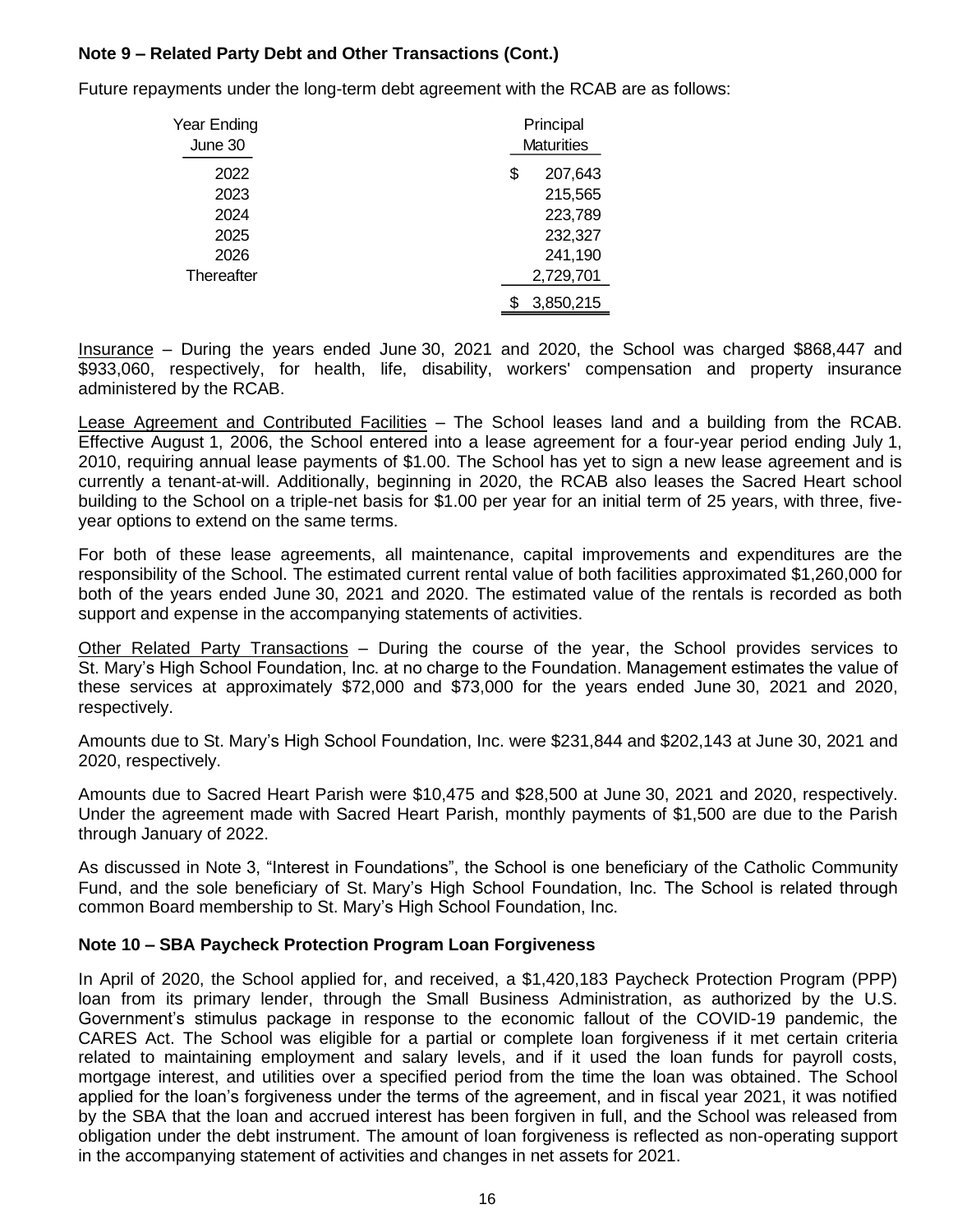**Note 9 – Related Party Debt and Other Transactions (Cont.)**

Future repayments under the long-term debt agreement with the RCAB are as follows:

| Year Ending June 30 | Principal Maturities |
|---|---|
| 2022 | $ 207,643 |
| 2023 | 215,565 |
| 2024 | 223,789 |
| 2025 | 232,327 |
| 2026 | 241,190 |
| Thereafter | 2,729,701 |
| | $ 3,850,215 |

Insurance – During the years ended June 30, 2021 and 2020, the School was charged $868,447 and $933,060, respectively, for health, life, disability, workers' compensation and property insurance administered by the RCAB.

Lease Agreement and Contributed Facilities – The School leases land and a building from the RCAB. Effective August 1, 2006, the School entered into a lease agreement for a four-year period ending July 1, 2010, requiring annual lease payments of $1.00. The School has yet to sign a new lease agreement and is currently a tenant-at-will. Additionally, beginning in 2020, the RCAB also leases the Sacred Heart school building to the School on a triple-net basis for $1.00 per year for an initial term of 25 years, with three, five-year options to extend on the same terms.

For both of these lease agreements, all maintenance, capital improvements and expenditures are the responsibility of the School. The estimated current rental value of both facilities approximated $1,260,000 for both of the years ended June 30, 2021 and 2020. The estimated value of the rentals is recorded as both support and expense in the accompanying statements of activities.

Other Related Party Transactions – During the course of the year, the School provides services to St. Mary's High School Foundation, Inc. at no charge to the Foundation. Management estimates the value of these services at approximately $72,000 and $73,000 for the years ended June 30, 2021 and 2020, respectively.

Amounts due to St. Mary's High School Foundation, Inc. were $231,844 and $202,143 at June 30, 2021 and 2020, respectively.

Amounts due to Sacred Heart Parish were $10,475 and $28,500 at June 30, 2021 and 2020, respectively. Under the agreement made with Sacred Heart Parish, monthly payments of $1,500 are due to the Parish through January of 2022.

As discussed in Note 3, "Interest in Foundations", the School is one beneficiary of the Catholic Community Fund, and the sole beneficiary of St. Mary's High School Foundation, Inc. The School is related through common Board membership to St. Mary's High School Foundation, Inc.

**Note 10 – SBA Paycheck Protection Program Loan Forgiveness**

In April of 2020, the School applied for, and received, a $1,420,183 Paycheck Protection Program (PPP) loan from its primary lender, through the Small Business Administration, as authorized by the U.S. Government's stimulus package in response to the economic fallout of the COVID-19 pandemic, the CARES Act. The School was eligible for a partial or complete loan forgiveness if it met certain criteria related to maintaining employment and salary levels, and if it used the loan funds for payroll costs, mortgage interest, and utilities over a specified period from the time the loan was obtained. The School applied for the loan's forgiveness under the terms of the agreement, and in fiscal year 2021, it was notified by the SBA that the loan and accrued interest has been forgiven in full, and the School was released from obligation under the debt instrument. The amount of loan forgiveness is reflected as non-operating support in the accompanying statement of activities and changes in net assets for 2021.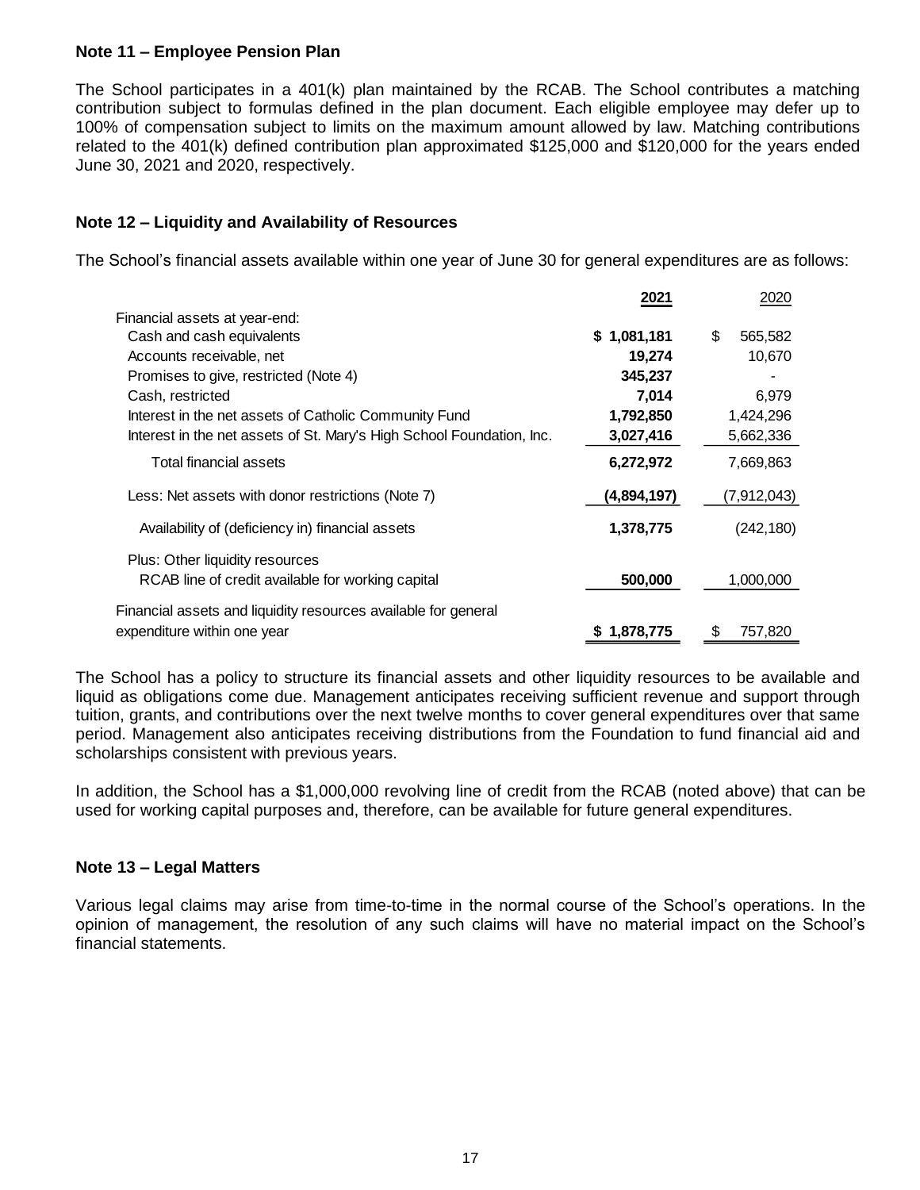**Note 11 – Employee Pension Plan**

The School participates in a 401(k) plan maintained by the RCAB. The School contributes a matching contribution subject to formulas defined in the plan document. Each eligible employee may defer up to 100% of compensation subject to limits on the maximum amount allowed by law. Matching contributions related to the 401(k) defined contribution plan approximated $125,000 and $120,000 for the years ended June 30, 2021 and 2020, respectively.

**Note 12 – Liquidity and Availability of Resources**

The School's financial assets available within one year of June 30 for general expenditures are as follows:

| | 2021 | 2020 |
|---|---|---|
| Financial assets at year-end: | | |
| Cash and cash equivalents | **$ 1,081,181** | $ 565,582 |
| Accounts receivable, net | **19,274** | 10,670 |
| Promises to give, restricted (Note 4) | **345,237** | - |
| Cash, restricted | **7,014** | 6,979 |
| Interest in the net assets of Catholic Community Fund | **1,792,850** | 1,424,296 |
| Interest in the net assets of St. Mary's High School Foundation, Inc. | **3,027,416** | 5,662,336 |
| Total financial assets | **6,272,972** | 7,669,863 |
| Less: Net assets with donor restrictions (Note 7) | **(4,894,197)** | (7,912,043) |
| Availability of (deficiency in) financial assets | **1,378,775** | (242,180) |
| Plus: Other liquidity resources | | |
| RCAB line of credit available for working capital | **500,000** | 1,000,000 |
| Financial assets and liquidity resources available for general expenditure within one year | **$ 1,878,775** | $ 757,820 |

The School has a policy to structure its financial assets and other liquidity resources to be available and liquid as obligations come due. Management anticipates receiving sufficient revenue and support through tuition, grants, and contributions over the next twelve months to cover general expenditures over that same period. Management also anticipates receiving distributions from the Foundation to fund financial aid and scholarships consistent with previous years.

In addition, the School has a $1,000,000 revolving line of credit from the RCAB (noted above) that can be used for working capital purposes and, therefore, can be available for future general expenditures.

**Note 13 – Legal Matters**

Various legal claims may arise from time-to-time in the normal course of the School's operations. In the opinion of management, the resolution of any such claims will have no material impact on the School's financial statements.